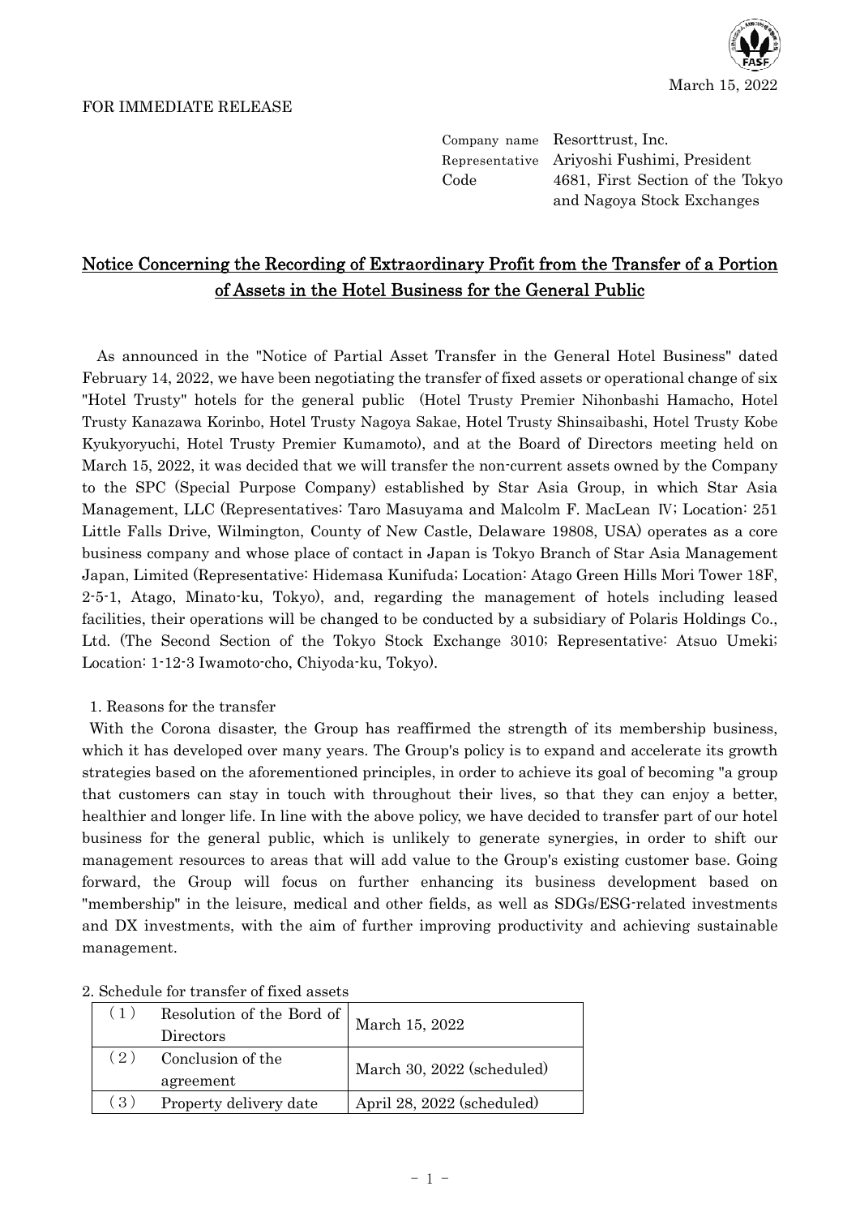March 15, 2022

FOR IMMEDIATE RELEASE

Company name Resorttrust, Inc.
Representative Ariyoshi Fushimi, President
Code 4681, First Section of the Tokyo and Nagoya Stock Exchanges

# Notice Concerning the Recording of Extraordinary Profit from the Transfer of a Portion of Assets in the Hotel Business for the General Public

As announced in the "Notice of Partial Asset Transfer in the General Hotel Business" dated February 14, 2022, we have been negotiating the transfer of fixed assets or operational change of six "Hotel Trusty" hotels for the general public (Hotel Trusty Premier Nihonbashi Hamacho, Hotel Trusty Kanazawa Korinbo, Hotel Trusty Nagoya Sakae, Hotel Trusty Shinsaibashi, Hotel Trusty Kobe Kyukyoryuchi, Hotel Trusty Premier Kumamoto), and at the Board of Directors meeting held on March 15, 2022, it was decided that we will transfer the non-current assets owned by the Company to the SPC (Special Purpose Company) established by Star Asia Group, in which Star Asia Management, LLC (Representatives: Taro Masuyama and Malcolm F. MacLean Ⅳ; Location: 251 Little Falls Drive, Wilmington, County of New Castle, Delaware 19808, USA) operates as a core business company and whose place of contact in Japan is Tokyo Branch of Star Asia Management Japan, Limited (Representative: Hidemasa Kunifuda; Location: Atago Green Hills Mori Tower 18F, 2-5-1, Atago, Minato-ku, Tokyo), and, regarding the management of hotels including leased facilities, their operations will be changed to be conducted by a subsidiary of Polaris Holdings Co., Ltd. (The Second Section of the Tokyo Stock Exchange 3010; Representative: Atsuo Umeki; Location: 1-12-3 Iwamoto-cho, Chiyoda-ku, Tokyo).

1. Reasons for the transfer

With the Corona disaster, the Group has reaffirmed the strength of its membership business, which it has developed over many years. The Group's policy is to expand and accelerate its growth strategies based on the aforementioned principles, in order to achieve its goal of becoming "a group that customers can stay in touch with throughout their lives, so that they can enjoy a better, healthier and longer life. In line with the above policy, we have decided to transfer part of our hotel business for the general public, which is unlikely to generate synergies, in order to shift our management resources to areas that will add value to the Group's existing customer base. Going forward, the Group will focus on further enhancing its business development based on "membership" in the leisure, medical and other fields, as well as SDGs/ESG-related investments and DX investments, with the aim of further improving productivity and achieving sustainable management.

2. Schedule for transfer of fixed assets

| | | |
|---|---|---|
| (1) | Resolution of the Bord of Directors | March 15, 2022 |
| (2) | Conclusion of the agreement | March 30, 2022 (scheduled) |
| (3) | Property delivery date | April 28, 2022 (scheduled) |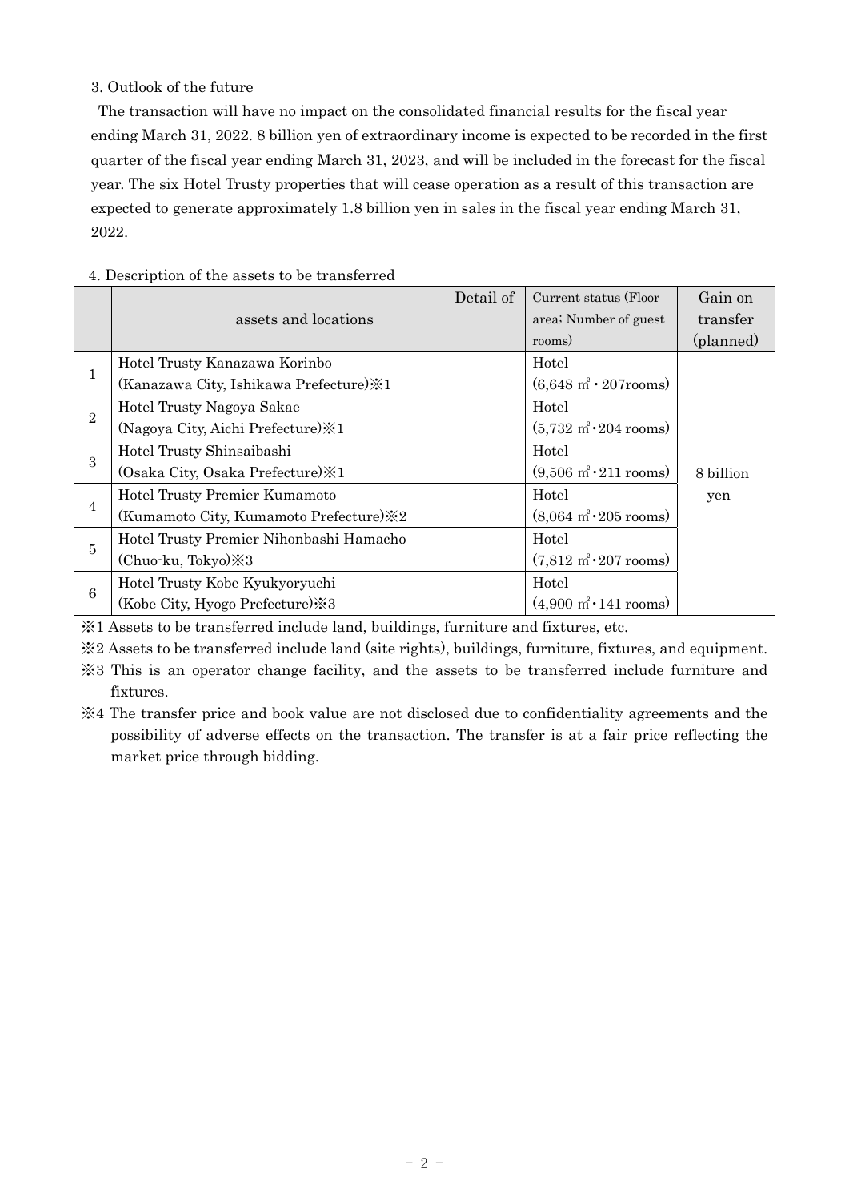3. Outlook of the future

The transaction will have no impact on the consolidated financial results for the fiscal year ending March 31, 2022. 8 billion yen of extraordinary income is expected to be recorded in the first quarter of the fiscal year ending March 31, 2023, and will be included in the forecast for the fiscal year. The six Hotel Trusty properties that will cease operation as a result of this transaction are expected to generate approximately 1.8 billion yen in sales in the fiscal year ending March 31, 2022.

4. Description of the assets to be transferred

| | Detail of assets and locations | Current status (Floor area; Number of guest rooms) | Gain on transfer (planned) |
|---|---|---|---|
| 1 | Hotel Trusty Kanazawa Korinbo<br>(Kanazawa City, Ishikawa Prefecture)※1 | Hotel<br>(6,648 ㎡・207rooms) | 8 billion yen |
| 2 | Hotel Trusty Nagoya Sakae<br>(Nagoya City, Aichi Prefecture)※1 | Hotel<br>(5,732 ㎡・204 rooms) | |
| 3 | Hotel Trusty Shinsaibashi<br>(Osaka City, Osaka Prefecture)※1 | Hotel<br>(9,506 ㎡・211 rooms) | |
| 4 | Hotel Trusty Premier Kumamoto<br>(Kumamoto City, Kumamoto Prefecture)※2 | Hotel<br>(8,064 ㎡・205 rooms) | |
| 5 | Hotel Trusty Premier Nihonbashi Hamacho<br>(Chuo-ku, Tokyo)※3 | Hotel<br>(7,812 ㎡・207 rooms) | |
| 6 | Hotel Trusty Kobe Kyukyoryuchi<br>(Kobe City, Hyogo Prefecture)※3 | Hotel<br>(4,900 ㎡・141 rooms) | |

※1 Assets to be transferred include land, buildings, furniture and fixtures, etc.

※2 Assets to be transferred include land (site rights), buildings, furniture, fixtures, and equipment.

※3 This is an operator change facility, and the assets to be transferred include furniture and fixtures.

※4 The transfer price and book value are not disclosed due to confidentiality agreements and the possibility of adverse effects on the transaction. The transfer is at a fair price reflecting the market price through bidding.